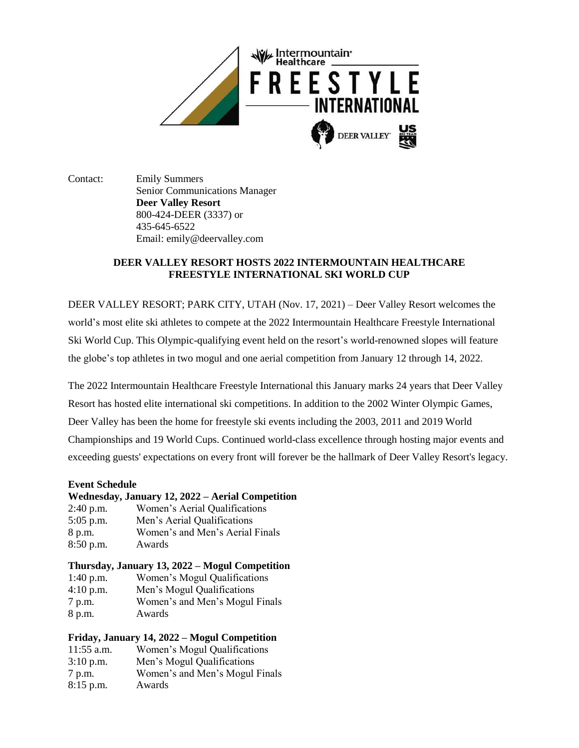Contact: Emily Summers
Senior Communications Manager
**Deer Valley Resort**
800-424-DEER (3337) or
435-645-6522
Email: emily@deervalley.com

## DEER VALLEY RESORT HOSTS 2022 INTERMOUNTAIN HEALTHCARE FREESTYLE INTERNATIONAL SKI WORLD CUP

DEER VALLEY RESORT; PARK CITY, UTAH (Nov. 17, 2021) – Deer Valley Resort welcomes the world's most elite ski athletes to compete at the 2022 Intermountain Healthcare Freestyle International Ski World Cup. This Olympic-qualifying event held on the resort's world-renowned slopes will feature the globe's top athletes in two mogul and one aerial competition from January 12 through 14, 2022.

The 2022 Intermountain Healthcare Freestyle International this January marks 24 years that Deer Valley Resort has hosted elite international ski competitions. In addition to the 2002 Winter Olympic Games, Deer Valley has been the home for freestyle ski events including the 2003, 2011 and 2019 World Championships and 19 World Cups. Continued world-class excellence through hosting major events and exceeding guests' expectations on every front will forever be the hallmark of Deer Valley Resort's legacy.

**Event Schedule**

**Wednesday, January 12, 2022 – Aerial Competition**

2:40 p.m. Women's Aerial Qualifications
5:05 p.m. Men's Aerial Qualifications
8 p.m. Women's and Men's Aerial Finals
8:50 p.m. Awards

**Thursday, January 13, 2022 – Mogul Competition**

1:40 p.m. Women's Mogul Qualifications
4:10 p.m. Men's Mogul Qualifications
7 p.m. Women's and Men's Mogul Finals
8 p.m. Awards

**Friday, January 14, 2022 – Mogul Competition**

11:55 a.m. Women's Mogul Qualifications
3:10 p.m. Men's Mogul Qualifications
7 p.m. Women's and Men's Mogul Finals
8:15 p.m. Awards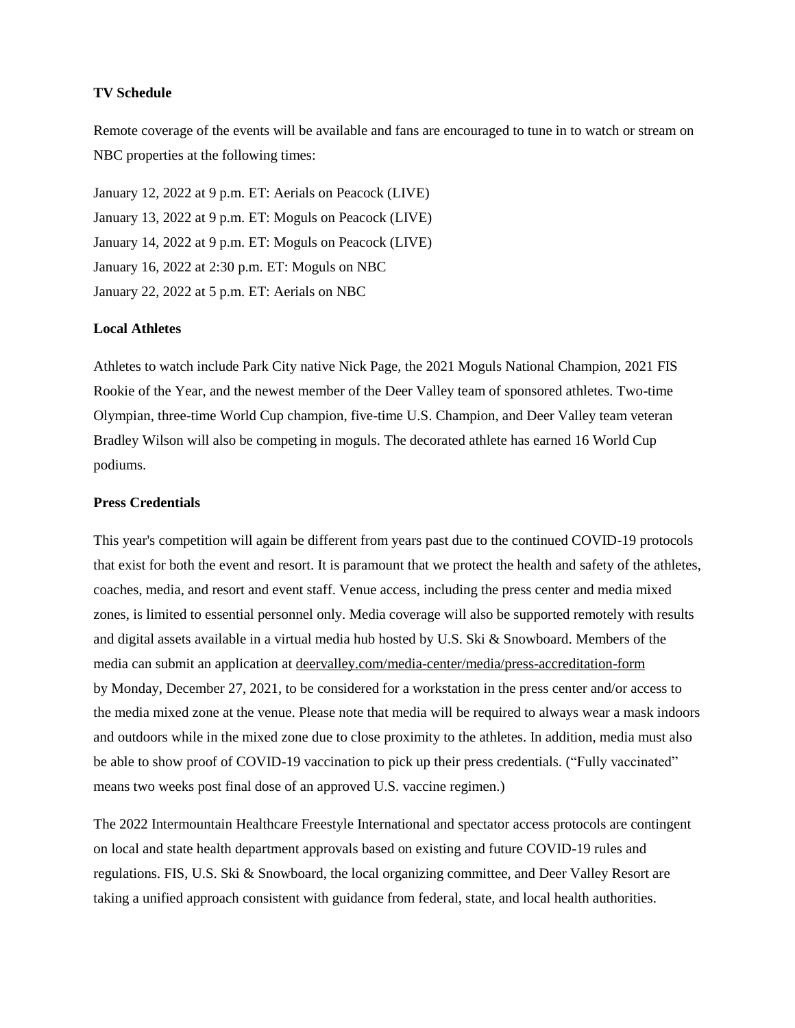**TV Schedule**

Remote coverage of the events will be available and fans are encouraged to tune in to watch or stream on NBC properties at the following times:

January 12, 2022 at 9 p.m. ET: Aerials on Peacock (LIVE)  
January 13, 2022 at 9 p.m. ET: Moguls on Peacock (LIVE)  
January 14, 2022 at 9 p.m. ET: Moguls on Peacock (LIVE)  
January 16, 2022 at 2:30 p.m. ET: Moguls on NBC  
January 22, 2022 at 5 p.m. ET: Aerials on NBC

**Local Athletes**

Athletes to watch include Park City native Nick Page, the 2021 Moguls National Champion, 2021 FIS Rookie of the Year, and the newest member of the Deer Valley team of sponsored athletes. Two-time Olympian, three-time World Cup champion, five-time U.S. Champion, and Deer Valley team veteran Bradley Wilson will also be competing in moguls. The decorated athlete has earned 16 World Cup podiums.

**Press Credentials**

This year's competition will again be different from years past due to the continued COVID-19 protocols that exist for both the event and resort. It is paramount that we protect the health and safety of the athletes, coaches, media, and resort and event staff. Venue access, including the press center and media mixed zones, is limited to essential personnel only. Media coverage will also be supported remotely with results and digital assets available in a virtual media hub hosted by U.S. Ski & Snowboard. Members of the media can submit an application at deervalley.com/media-center/media/press-accreditation-form by Monday, December 27, 2021, to be considered for a workstation in the press center and/or access to the media mixed zone at the venue. Please note that media will be required to always wear a mask indoors and outdoors while in the mixed zone due to close proximity to the athletes. In addition, media must also be able to show proof of COVID-19 vaccination to pick up their press credentials. ("Fully vaccinated" means two weeks post final dose of an approved U.S. vaccine regimen.)

The 2022 Intermountain Healthcare Freestyle International and spectator access protocols are contingent on local and state health department approvals based on existing and future COVID-19 rules and regulations. FIS, U.S. Ski & Snowboard, the local organizing committee, and Deer Valley Resort are taking a unified approach consistent with guidance from federal, state, and local health authorities.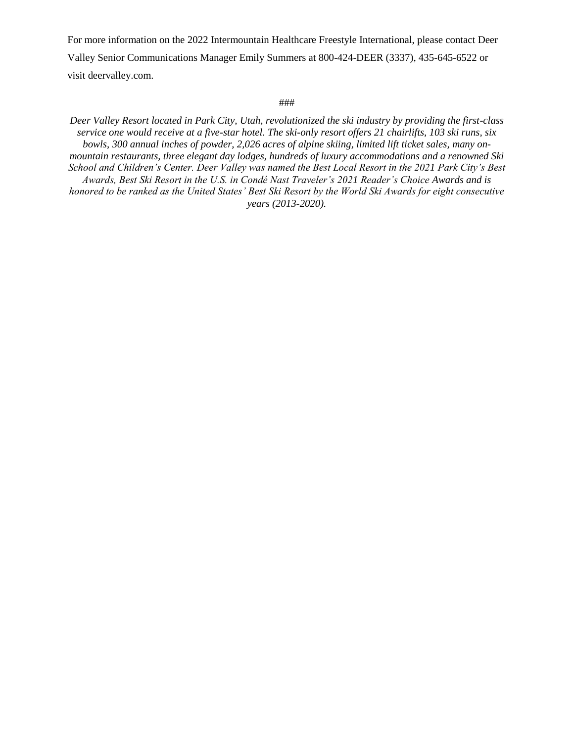For more information on the 2022 Intermountain Healthcare Freestyle International, please contact Deer Valley Senior Communications Manager Emily Summers at 800-424-DEER (3337), 435-645-6522 or visit deervalley.com.

###

*Deer Valley Resort located in Park City, Utah, revolutionized the ski industry by providing the first-class service one would receive at a five-star hotel. The ski-only resort offers 21 chairlifts, 103 ski runs, six bowls, 300 annual inches of powder, 2,026 acres of alpine skiing, limited lift ticket sales, many on-mountain restaurants, three elegant day lodges, hundreds of luxury accommodations and a renowned Ski School and Children's Center. Deer Valley was named the Best Local Resort in the 2021 Park City's Best Awards, Best Ski Resort in the U.S. in Condé Nast Traveler's 2021 Reader's Choice Awards and is honored to be ranked as the United States' Best Ski Resort by the World Ski Awards for eight consecutive years (2013-2020).*